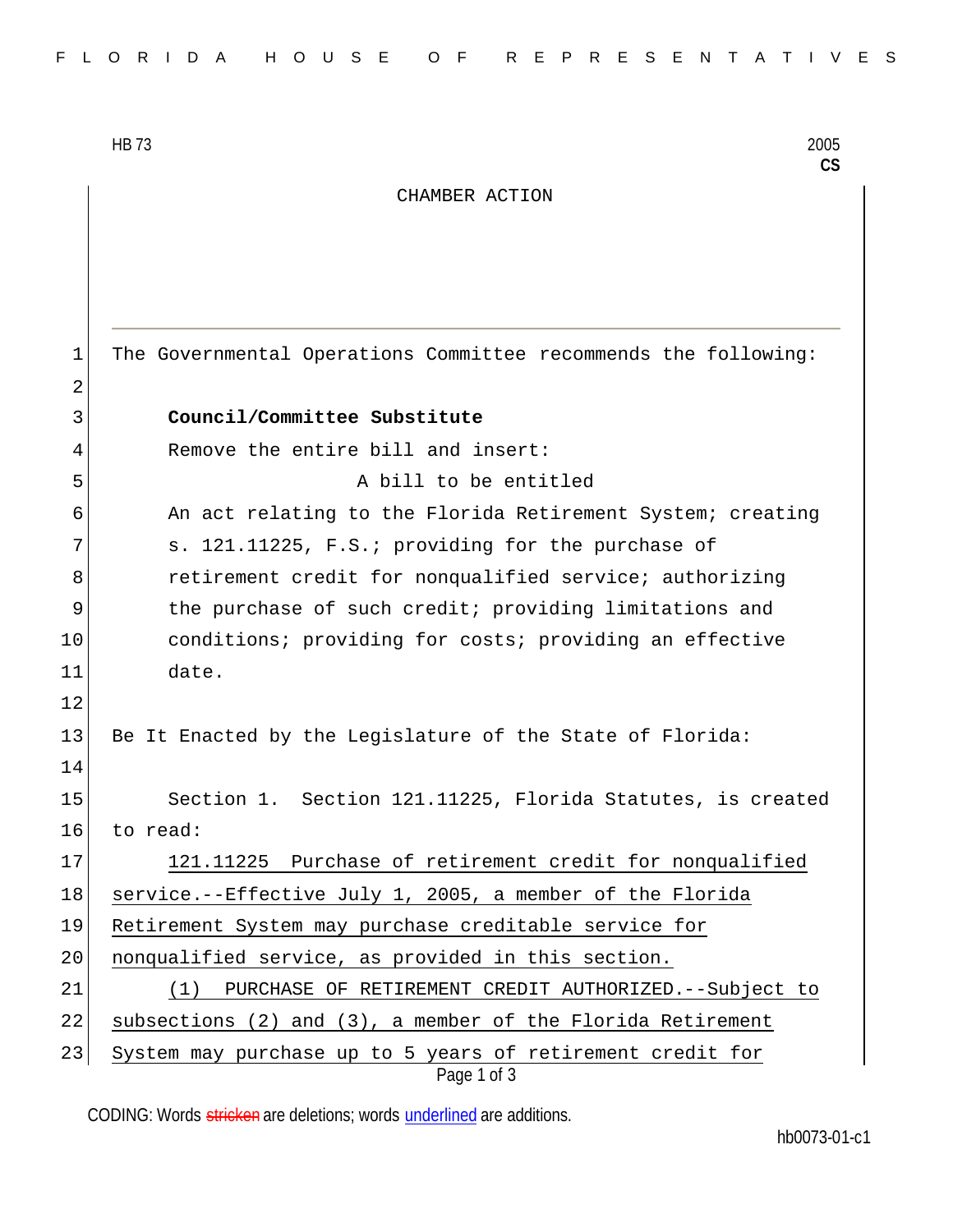HB 73 2005
**CS**

CHAMBER ACTION

The Governmental Operations Committee recommends the following:

**Council/Committee Substitute**

Remove the entire bill and insert:

A bill to be entitled

An act relating to the Florida Retirement System; creating s. 121.11225, F.S.; providing for the purchase of retirement credit for nonqualified service; authorizing the purchase of such credit; providing limitations and conditions; providing for costs; providing an effective date.

Be It Enacted by the Legislature of the State of Florida:

Section 1. Section 121.11225, Florida Statutes, is created to read:

121.11225 Purchase of retirement credit for nonqualified service.--Effective July 1, 2005, a member of the Florida Retirement System may purchase creditable service for nonqualified service, as provided in this section.

(1) PURCHASE OF RETIREMENT CREDIT AUTHORIZED.--Subject to subsections (2) and (3), a member of the Florida Retirement System may purchase up to 5 years of retirement credit for

CODING: Words stricken are deletions; words underlined are additions.

hb0073-01-c1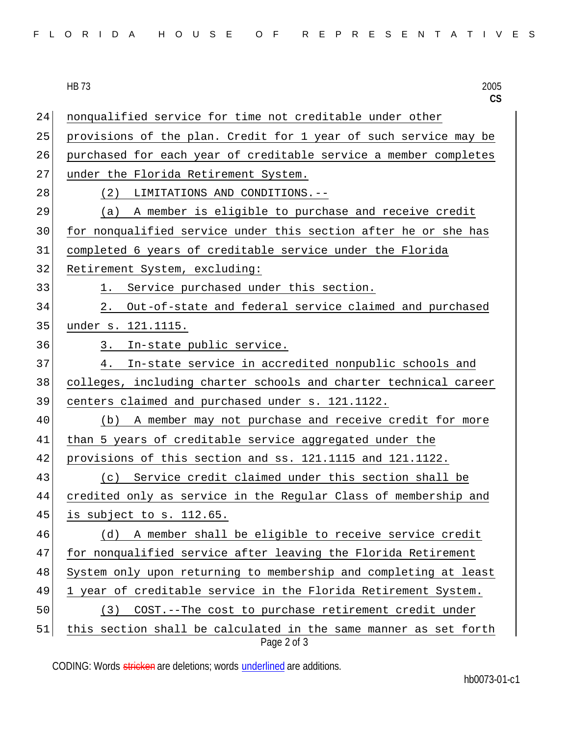nonqualified service for time not creditable under other provisions of the plan. Credit for 1 year of such service may be purchased for each year of creditable service a member completes under the Florida Retirement System.

(2) LIMITATIONS AND CONDITIONS.--

(a) A member is eligible to purchase and receive credit for nonqualified service under this section after he or she has completed 6 years of creditable service under the Florida Retirement System, excluding:

1. Service purchased under this section.

2. Out-of-state and federal service claimed and purchased under s. 121.1115.

3. In-state public service.

4. In-state service in accredited nonpublic schools and colleges, including charter schools and charter technical career centers claimed and purchased under s. 121.1122.

(b) A member may not purchase and receive credit for more than 5 years of creditable service aggregated under the provisions of this section and ss. 121.1115 and 121.1122.

(c) Service credit claimed under this section shall be credited only as service in the Regular Class of membership and is subject to s. 112.65.

(d) A member shall be eligible to receive service credit for nonqualified service after leaving the Florida Retirement System only upon returning to membership and completing at least 1 year of creditable service in the Florida Retirement System.

(3) COST.--The cost to purchase retirement credit under this section shall be calculated in the same manner as set forth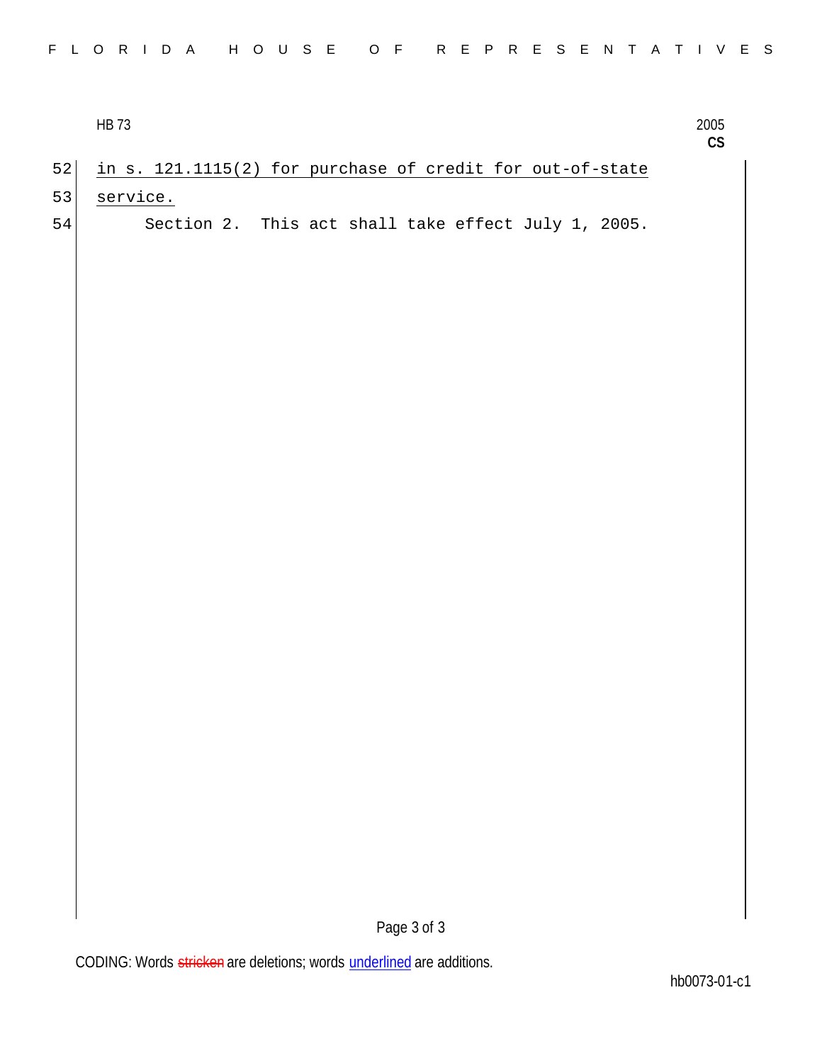52 <u>in s. 121.1115(2) for purchase of credit for out-of-state</u>

53 <u>service.</u>

54 Section 2. This act shall take effect July 1, 2005.